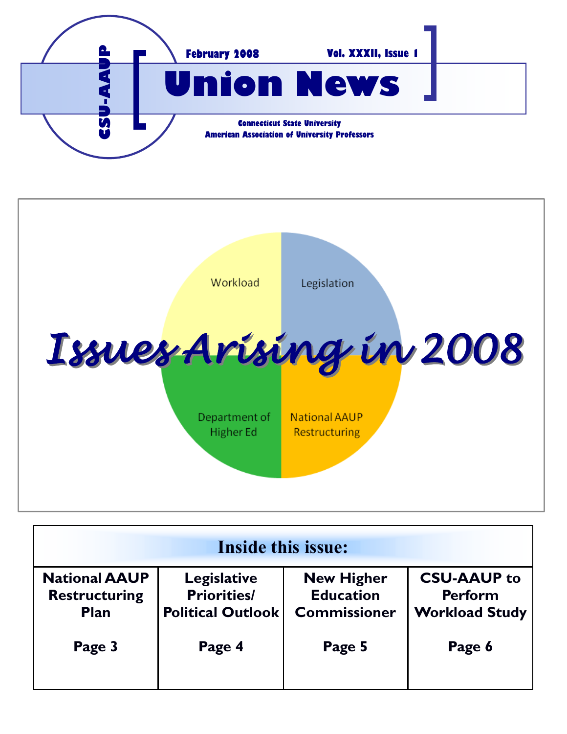CSU-AAUP

February 2008 Vol. XXXII, Issue 1

# Union News

**Connecticut State University**
**American Association of University Professors**

Workload

Legislation

## *Issues Arising in 2008*

Department of Higher Ed

National AAUP Restructuring

## Inside this issue:

| National AAUP Restructuring Plan | Legislative Priorities/ Political Outlook | New Higher Education Commissioner | CSU-AAUP to Perform Workload Study |
|---|---|---|---|
| Page 3 | Page 4 | Page 5 | Page 6 |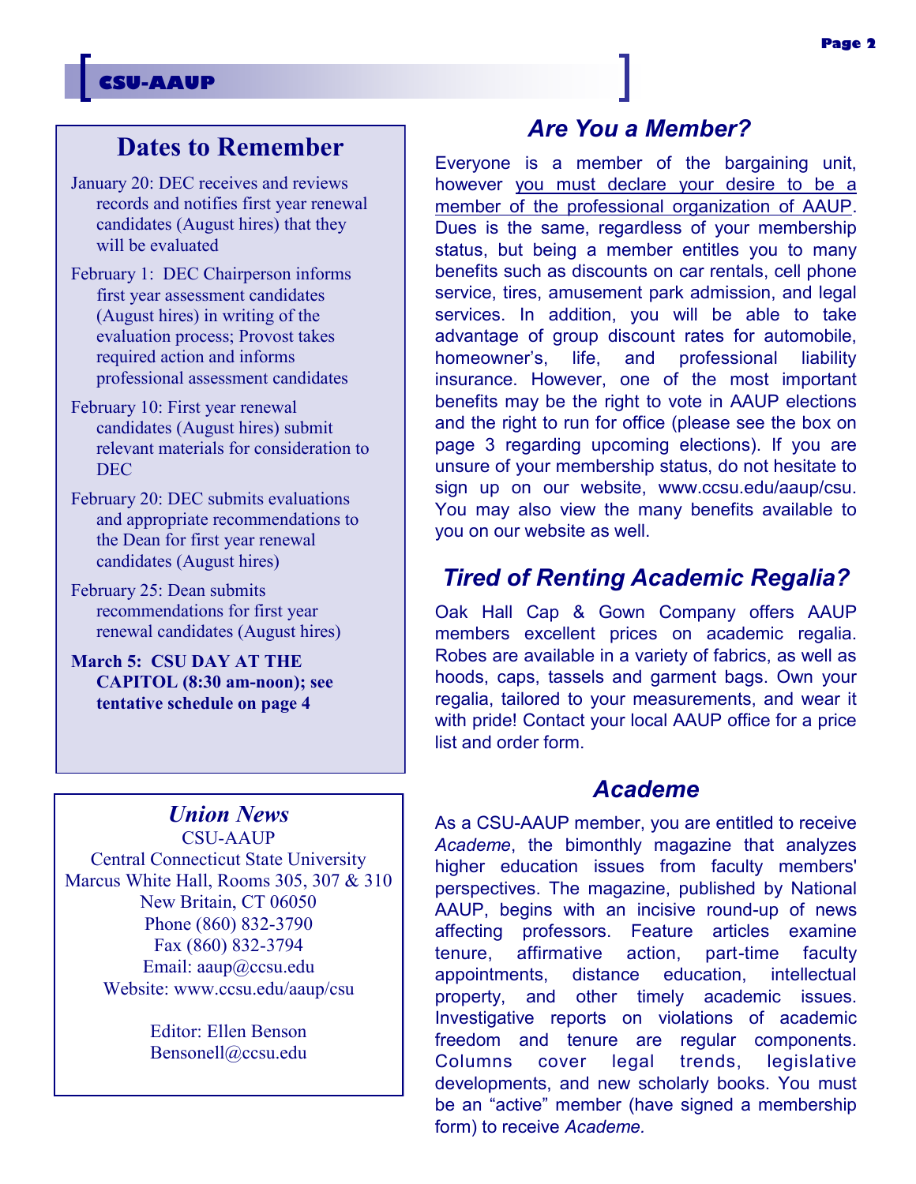## Dates to Remember

January 20: DEC receives and reviews records and notifies first year renewal candidates (August hires) that they will be evaluated

February 1: DEC Chairperson informs first year assessment candidates (August hires) in writing of the evaluation process; Provost takes required action and informs professional assessment candidates

February 10: First year renewal candidates (August hires) submit relevant materials for consideration to DEC

February 20: DEC submits evaluations and appropriate recommendations to the Dean for first year renewal candidates (August hires)

February 25: Dean submits recommendations for first year renewal candidates (August hires)

**March 5: CSU DAY AT THE CAPITOL (8:30 am-noon); see tentative schedule on page 4**

## *Union News*

CSU-AAUP
Central Connecticut State University
Marcus White Hall, Rooms 305, 307 & 310
New Britain, CT 06050
Phone (860) 832-3790
Fax (860) 832-3794
Email: aaup@ccsu.edu
Website: www.ccsu.edu/aaup/csu

Editor: Ellen Benson
Bensonell@ccsu.edu

## *Are You a Member?*

Everyone is a member of the bargaining unit, however <u>you must declare your desire to be a member of the professional organization of AAUP</u>. Dues is the same, regardless of your membership status, but being a member entitles you to many benefits such as discounts on car rentals, cell phone service, tires, amusement park admission, and legal services. In addition, you will be able to take advantage of group discount rates for automobile, homeowner's, life, and professional liability insurance. However, one of the most important benefits may be the right to vote in AAUP elections and the right to run for office (please see the box on page 3 regarding upcoming elections). If you are unsure of your membership status, do not hesitate to sign up on our website, www.ccsu.edu/aaup/csu. You may also view the many benefits available to you on our website as well.

## *Tired of Renting Academic Regalia?*

Oak Hall Cap & Gown Company offers AAUP members excellent prices on academic regalia. Robes are available in a variety of fabrics, as well as hoods, caps, tassels and garment bags. Own your regalia, tailored to your measurements, and wear it with pride! Contact your local AAUP office for a price list and order form.

## *Academe*

As a CSU-AAUP member, you are entitled to receive *Academe*, the bimonthly magazine that analyzes higher education issues from faculty members' perspectives. The magazine, published by National AAUP, begins with an incisive round-up of news affecting professors. Feature articles examine tenure, affirmative action, part-time faculty appointments, distance education, intellectual property, and other timely academic issues. Investigative reports on violations of academic freedom and tenure are regular components. Columns cover legal trends, legislative developments, and new scholarly books. You must be an "active" member (have signed a membership form) to receive *Academe.*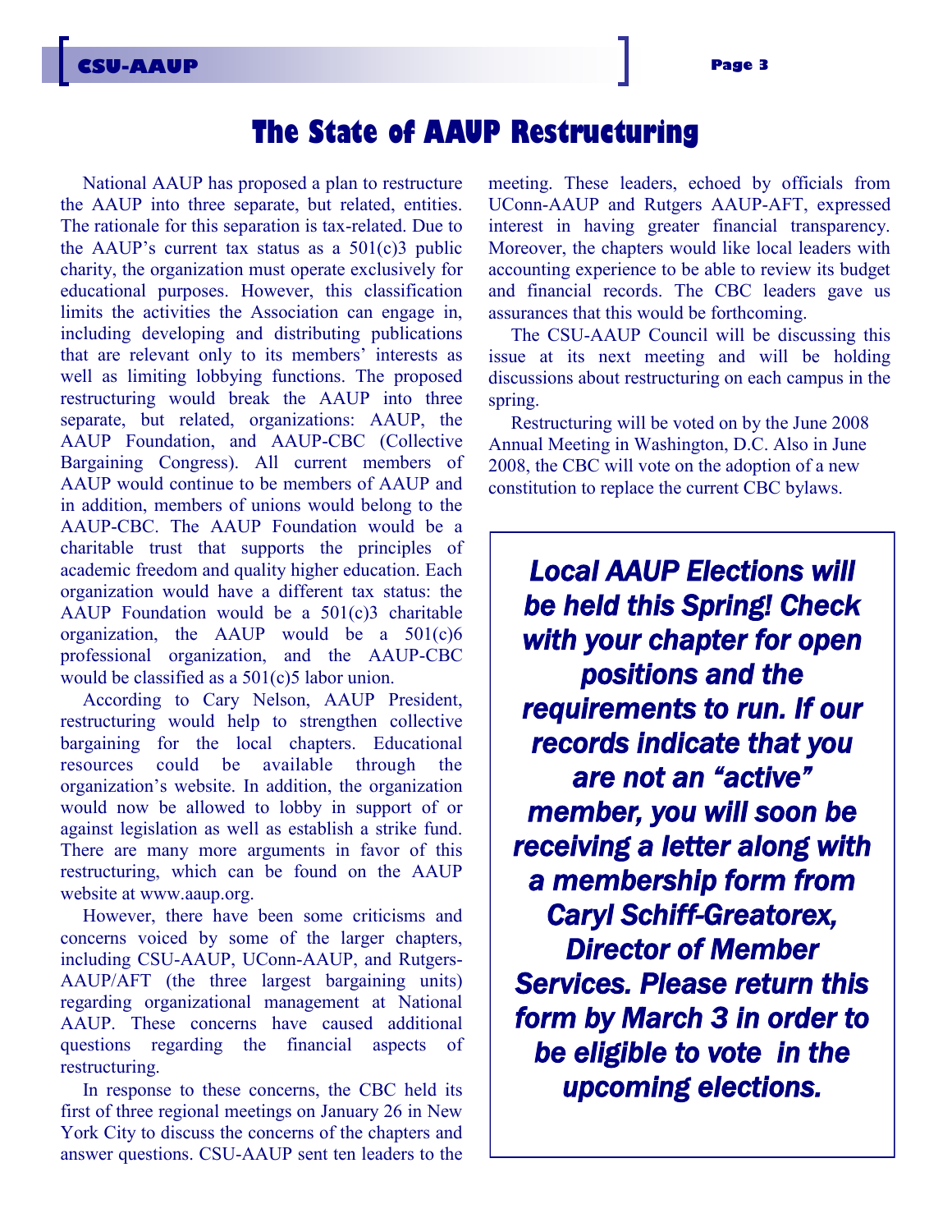# The State of AAUP Restructuring

National AAUP has proposed a plan to restructure the AAUP into three separate, but related, entities. The rationale for this separation is tax-related. Due to the AAUP's current tax status as a 501(c)3 public charity, the organization must operate exclusively for educational purposes. However, this classification limits the activities the Association can engage in, including developing and distributing publications that are relevant only to its members' interests as well as limiting lobbying functions. The proposed restructuring would break the AAUP into three separate, but related, organizations: AAUP, the AAUP Foundation, and AAUP-CBC (Collective Bargaining Congress). All current members of AAUP would continue to be members of AAUP and in addition, members of unions would belong to the AAUP-CBC. The AAUP Foundation would be a charitable trust that supports the principles of academic freedom and quality higher education. Each organization would have a different tax status: the AAUP Foundation would be a 501(c)3 charitable organization, the AAUP would be a 501(c)6 professional organization, and the AAUP-CBC would be classified as a 501(c)5 labor union.

According to Cary Nelson, AAUP President, restructuring would help to strengthen collective bargaining for the local chapters. Educational resources could be available through the organization's website. In addition, the organization would now be allowed to lobby in support of or against legislation as well as establish a strike fund. There are many more arguments in favor of this restructuring, which can be found on the AAUP website at www.aaup.org.

However, there have been some criticisms and concerns voiced by some of the larger chapters, including CSU-AAUP, UConn-AAUP, and Rutgers-AAUP/AFT (the three largest bargaining units) regarding organizational management at National AAUP. These concerns have caused additional questions regarding the financial aspects of restructuring.

In response to these concerns, the CBC held its first of three regional meetings on January 26 in New York City to discuss the concerns of the chapters and answer questions. CSU-AAUP sent ten leaders to the meeting. These leaders, echoed by officials from UConn-AAUP and Rutgers AAUP-AFT, expressed interest in having greater financial transparency. Moreover, the chapters would like local leaders with accounting experience to be able to review its budget and financial records. The CBC leaders gave us assurances that this would be forthcoming.

The CSU-AAUP Council will be discussing this issue at its next meeting and will be holding discussions about restructuring on each campus in the spring.

Restructuring will be voted on by the June 2008 Annual Meeting in Washington, D.C. Also in June 2008, the CBC will vote on the adoption of a new constitution to replace the current CBC bylaws.

***Local AAUP Elections will be held this Spring! Check with your chapter for open positions and the requirements to run. If our records indicate that you are not an "active" member, you will soon be receiving a letter along with a membership form from Caryl Schiff-Greatorex, Director of Member Services. Please return this form by March 3 in order to be eligible to vote in the upcoming elections.***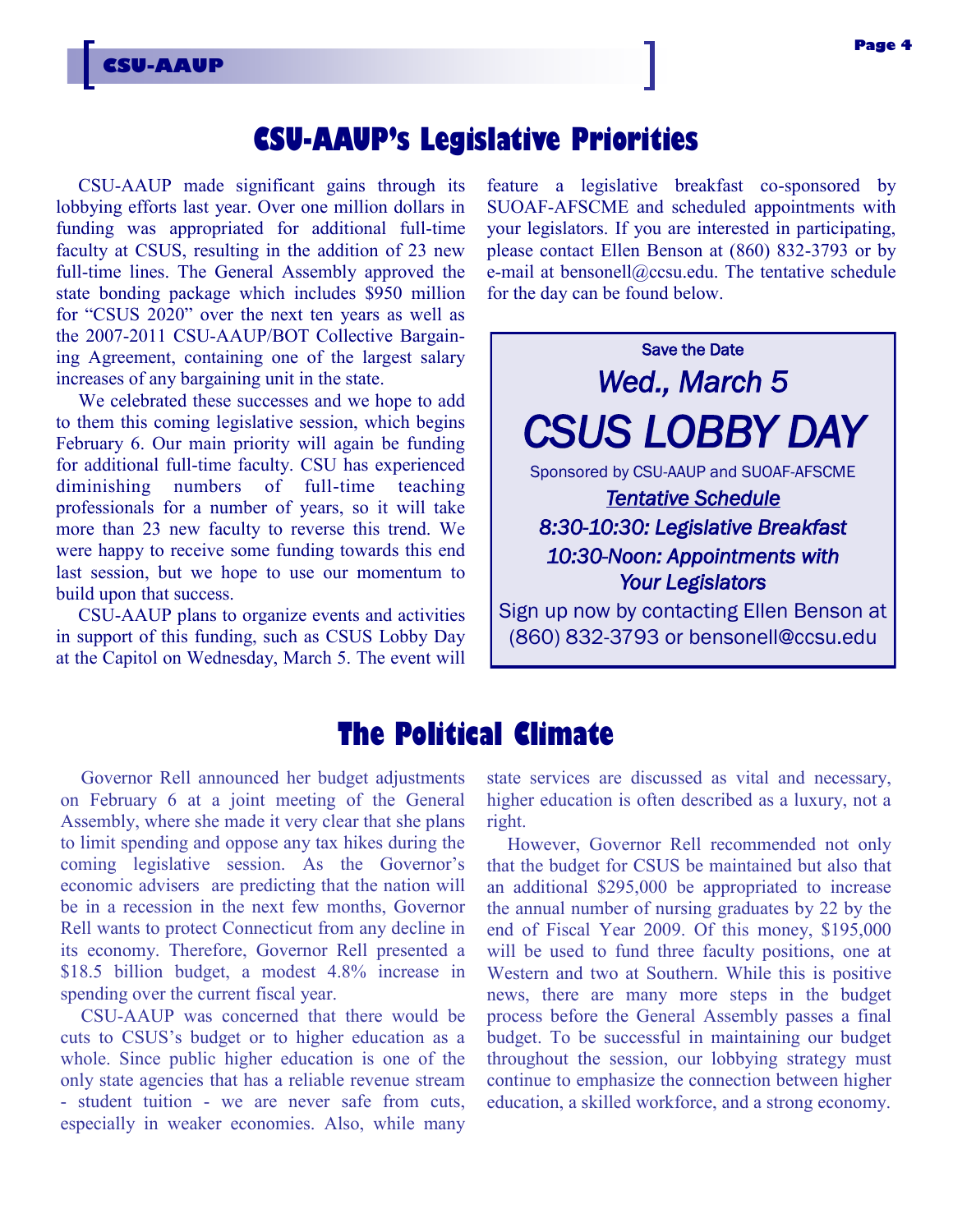## CSU-AAUP's Legislative Priorities

CSU-AAUP made significant gains through its lobbying efforts last year. Over one million dollars in funding was appropriated for additional full-time faculty at CSUS, resulting in the addition of 23 new full-time lines. The General Assembly approved the state bonding package which includes $950 million for "CSUS 2020" over the next ten years as well as the 2007-2011 CSU-AAUP/BOT Collective Bargaining Agreement, containing one of the largest salary increases of any bargaining unit in the state.

We celebrated these successes and we hope to add to them this coming legislative session, which begins February 6. Our main priority will again be funding for additional full-time faculty. CSU has experienced diminishing numbers of full-time teaching professionals for a number of years, so it will take more than 23 new faculty to reverse this trend. We were happy to receive some funding towards this end last session, but we hope to use our momentum to build upon that success.

CSU-AAUP plans to organize events and activities in support of this funding, such as CSUS Lobby Day at the Capitol on Wednesday, March 5. The event will feature a legislative breakfast co-sponsored by SUOAF-AFSCME and scheduled appointments with your legislators. If you are interested in participating, please contact Ellen Benson at (860) 832-3793 or by e-mail at bensonell@ccsu.edu. The tentative schedule for the day can be found below.

> Save the Date
>
> *Wed., March 5*
>
> ***CSUS LOBBY DAY***
>
> Sponsored by CSU-AAUP and SUOAF-AFSCME
>
> ***Tentative Schedule***
>
> *8:30-10:30: Legislative Breakfast*
>
> *10:30-Noon: Appointments with Your Legislators*
>
> Sign up now by contacting Ellen Benson at (860) 832-3793 or bensonell@ccsu.edu

## The Political Climate

Governor Rell announced her budget adjustments on February 6 at a joint meeting of the General Assembly, where she made it very clear that she plans to limit spending and oppose any tax hikes during the coming legislative session. As the Governor's economic advisers are predicting that the nation will be in a recession in the next few months, Governor Rell wants to protect Connecticut from any decline in its economy. Therefore, Governor Rell presented a $18.5 billion budget, a modest 4.8% increase in spending over the current fiscal year.

CSU-AAUP was concerned that there would be cuts to CSUS's budget or to higher education as a whole. Since public higher education is one of the only state agencies that has a reliable revenue stream - student tuition - we are never safe from cuts, especially in weaker economies. Also, while many state services are discussed as vital and necessary, higher education is often described as a luxury, not a right.

However, Governor Rell recommended not only that the budget for CSUS be maintained but also that an additional $295,000 be appropriated to increase the annual number of nursing graduates by 22 by the end of Fiscal Year 2009. Of this money, $195,000 will be used to fund three faculty positions, one at Western and two at Southern. While this is positive news, there are many more steps in the budget process before the General Assembly passes a final budget. To be successful in maintaining our budget throughout the session, our lobbying strategy must continue to emphasize the connection between higher education, a skilled workforce, and a strong economy.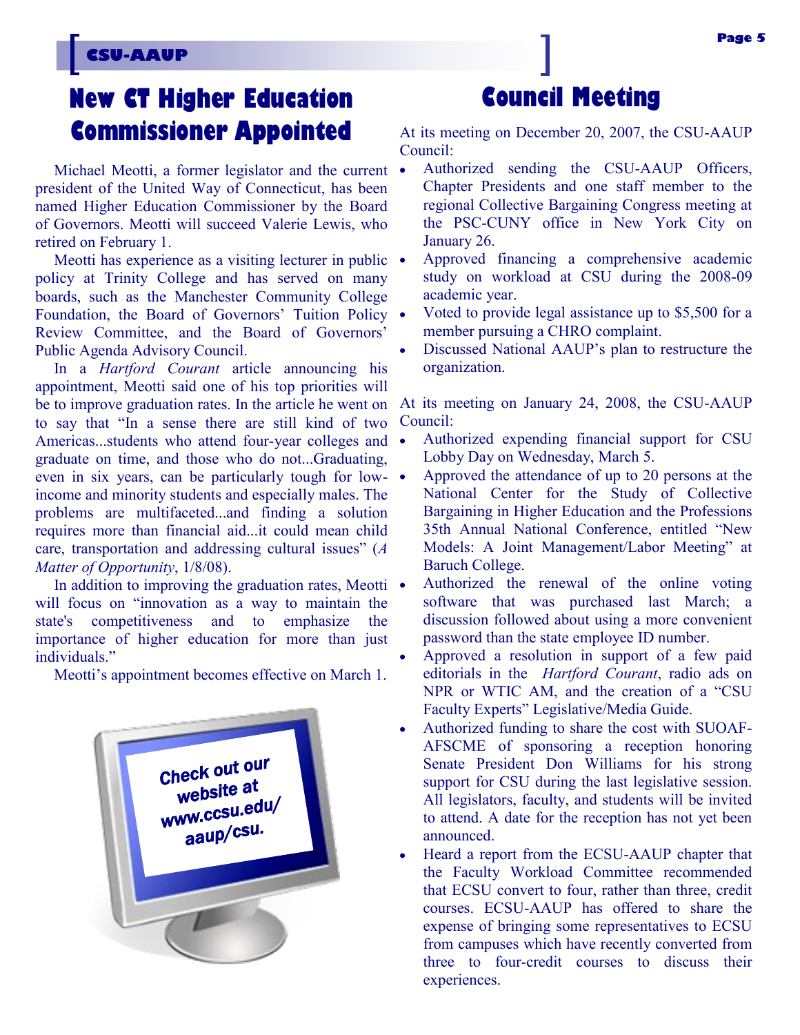# New CT Higher Education Commissioner Appointed

Michael Meotti, a former legislator and the current president of the United Way of Connecticut, has been named Higher Education Commissioner by the Board of Governors. Meotti will succeed Valerie Lewis, who retired on February 1.

Meotti has experience as a visiting lecturer in public policy at Trinity College and has served on many boards, such as the Manchester Community College Foundation, the Board of Governors' Tuition Policy Review Committee, and the Board of Governors' Public Agenda Advisory Council.

In a *Hartford Courant* article announcing his appointment, Meotti said one of his top priorities will be to improve graduation rates. In the article he went on to say that "In a sense there are still kind of two Americas...students who attend four-year colleges and graduate on time, and those who do not...Graduating, even in six years, can be particularly tough for low-income and minority students and especially males. The problems are multifaceted...and finding a solution requires more than financial aid...it could mean child care, transportation and addressing cultural issues" (*A Matter of Opportunity*, 1/8/08).

In addition to improving the graduation rates, Meotti will focus on "innovation as a way to maintain the state's competitiveness and to emphasize the importance of higher education for more than just individuals."

Meotti's appointment becomes effective on March 1.

Check out our website at www.ccsu.edu/aaup/csu.

# Council Meeting

At its meeting on December 20, 2007, the CSU-AAUP Council:

- Authorized sending the CSU-AAUP Officers, Chapter Presidents and one staff member to the regional Collective Bargaining Congress meeting at the PSC-CUNY office in New York City on January 26.
- Approved financing a comprehensive academic study on workload at CSU during the 2008-09 academic year.
- Voted to provide legal assistance up to $5,500 for a member pursuing a CHRO complaint.
- Discussed National AAUP's plan to restructure the organization.

At its meeting on January 24, 2008, the CSU-AAUP Council:

- Authorized expending financial support for CSU Lobby Day on Wednesday, March 5.
- Approved the attendance of up to 20 persons at the National Center for the Study of Collective Bargaining in Higher Education and the Professions 35th Annual National Conference, entitled "New Models: A Joint Management/Labor Meeting" at Baruch College.
- Authorized the renewal of the online voting software that was purchased last March; a discussion followed about using a more convenient password than the state employee ID number.
- Approved a resolution in support of a few paid editorials in the *Hartford Courant*, radio ads on NPR or WTIC AM, and the creation of a "CSU Faculty Experts" Legislative/Media Guide.
- Authorized funding to share the cost with SUOAF-AFSCME of sponsoring a reception honoring Senate President Don Williams for his strong support for CSU during the last legislative session. All legislators, faculty, and students will be invited to attend. A date for the reception has not yet been announced.
- Heard a report from the ECSU-AAUP chapter that the Faculty Workload Committee recommended that ECSU convert to four, rather than three, credit courses. ECSU-AAUP has offered to share the expense of bringing some representatives to ECSU from campuses which have recently converted from three to four-credit courses to discuss their experiences.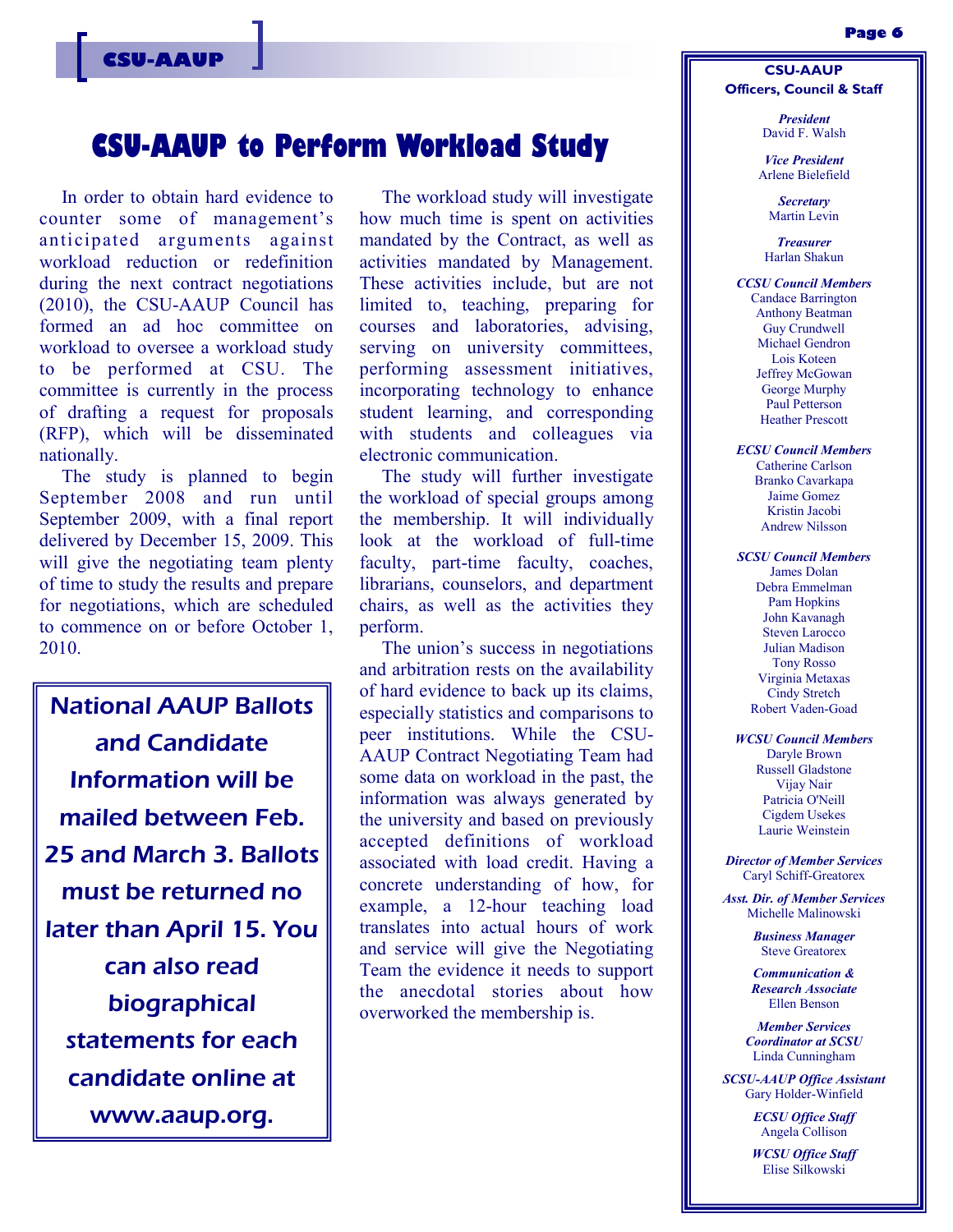# CSU-AAUP to Perform Workload Study

In order to obtain hard evidence to counter some of management's anticipated arguments against workload reduction or redefinition during the next contract negotiations (2010), the CSU-AAUP Council has formed an ad hoc committee on workload to oversee a workload study to be performed at CSU. The committee is currently in the process of drafting a request for proposals (RFP), which will be disseminated nationally.

The study is planned to begin September 2008 and run until September 2009, with a final report delivered by December 15, 2009. This will give the negotiating team plenty of time to study the results and prepare for negotiations, which are scheduled to commence on or before October 1, 2010.

**National AAUP Ballots and Candidate Information will be mailed between Feb. 25 and March 3. Ballots must be returned no later than April 15. You can also read biographical statements for each candidate online at www.aaup.org.**

The workload study will investigate how much time is spent on activities mandated by the Contract, as well as activities mandated by Management. These activities include, but are not limited to, teaching, preparing for courses and laboratories, advising, serving on university committees, performing assessment initiatives, incorporating technology to enhance student learning, and corresponding with students and colleagues via electronic communication.

The study will further investigate the workload of special groups among the membership. It will individually look at the workload of full-time faculty, part-time faculty, coaches, librarians, counselors, and department chairs, as well as the activities they perform.

The union's success in negotiations and arbitration rests on the availability of hard evidence to back up its claims, especially statistics and comparisons to peer institutions. While the CSU-AAUP Contract Negotiating Team had some data on workload in the past, the information was always generated by the university and based on previously accepted definitions of workload associated with load credit. Having a concrete understanding of how, for example, a 12-hour teaching load translates into actual hours of work and service will give the Negotiating Team the evidence it needs to support the anecdotal stories about how overworked the membership is.

---

**CSU-AAUP Officers, Council & Staff**

*President*
David F. Walsh

*Vice President*
Arlene Bielefield

*Secretary*
Martin Levin

*Treasurer*
Harlan Shakun

*CCSU Council Members*
Candace Barrington
Anthony Beatman
Guy Crundwell
Michael Gendron
Lois Koteen
Jeffrey McGowan
George Murphy
Paul Petterson
Heather Prescott

*ECSU Council Members*
Catherine Carlson
Branko Cavarkapa
Jaime Gomez
Kristin Jacobi
Andrew Nilsson

*SCSU Council Members*
James Dolan
Debra Emmelman
Pam Hopkins
John Kavanagh
Steven Larocco
Julian Madison
Tony Rosso
Virginia Metaxas
Cindy Stretch
Robert Vaden-Goad

*WCSU Council Members*
Daryle Brown
Russell Gladstone
Vijay Nair
Patricia O'Neill
Cigdem Usekes
Laurie Weinstein

*Director of Member Services*
Caryl Schiff-Greatorex

*Asst. Dir. of Member Services*
Michelle Malinowski

*Business Manager*
Steve Greatorex

*Communication & Research Associate*
Ellen Benson

*Member Services Coordinator at SCSU*
Linda Cunningham

*SCSU-AAUP Office Assistant*
Gary Holder-Winfield

*ECSU Office Staff*
Angela Collison

*WCSU Office Staff*
Elise Silkowski